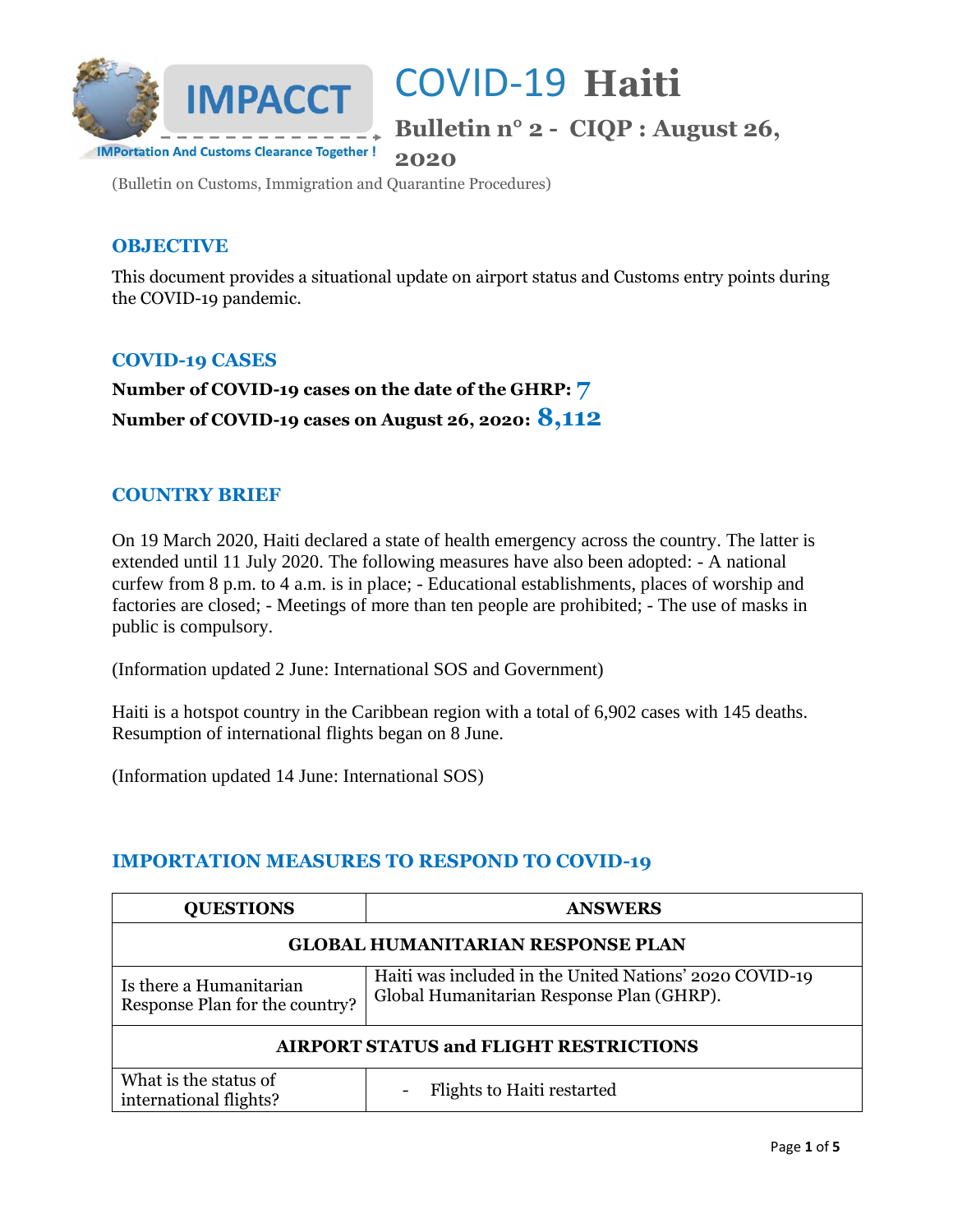IMPACCT

IMPortation And Customs Clearance Together !

# COVID-19 Haiti

## Bulletin n° 2 - CIQP : August 26, 2020

(Bulletin on Customs, Immigration and Quarantine Procedures)

## OBJECTIVE

This document provides a situational update on airport status and Customs entry points during the COVID-19 pandemic.

## COVID-19 CASES

**Number of COVID-19 cases on the date of the GHRP: 7**

**Number of COVID-19 cases on August 26, 2020: 8,112**

## COUNTRY BRIEF

On 19 March 2020, Haiti declared a state of health emergency across the country. The latter is extended until 11 July 2020. The following measures have also been adopted: - A national curfew from 8 p.m. to 4 a.m. is in place; - Educational establishments, places of worship and factories are closed; - Meetings of more than ten people are prohibited; - The use of masks in public is compulsory.

(Information updated 2 June: International SOS and Government)

Haiti is a hotspot country in the Caribbean region with a total of 6,902 cases with 145 deaths. Resumption of international flights began on 8 June.

(Information updated 14 June: International SOS)

## IMPORTATION MEASURES TO RESPOND TO COVID-19

| QUESTIONS | ANSWERS |
|---|---|
| **GLOBAL HUMANITARIAN RESPONSE PLAN** | |
| Is there a Humanitarian Response Plan for the country? | Haiti was included in the United Nations' 2020 COVID-19 Global Humanitarian Response Plan (GHRP). |
| **AIRPORT STATUS and FLIGHT RESTRICTIONS** | |
| What is the status of international flights? | - Flights to Haiti restarted |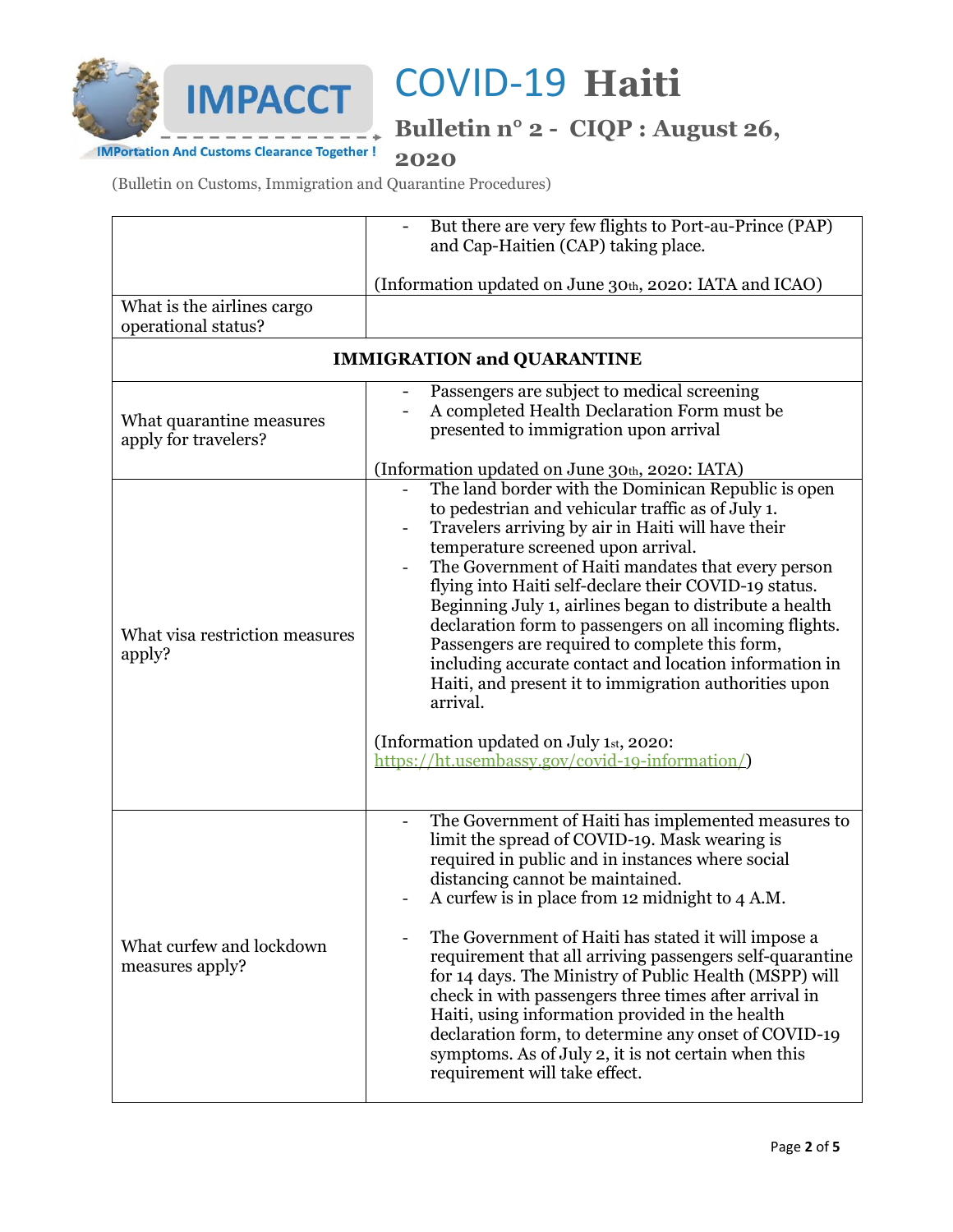| | |
|---|---|
| | - But there are very few flights to Port-au-Prince (PAP) and Cap-Haitien (CAP) taking place.<br><br>(Information updated on June 30th, 2020: IATA and ICAO) |
| What is the airlines cargo operational status? | |
| **IMMIGRATION and QUARANTINE** | |
| What quarantine measures apply for travelers? | - Passengers are subject to medical screening<br>- A completed Health Declaration Form must be presented to immigration upon arrival<br><br>(Information updated on June 30th, 2020: IATA) |
| What visa restriction measures apply? | - The land border with the Dominican Republic is open to pedestrian and vehicular traffic as of July 1.<br>- Travelers arriving by air in Haiti will have their temperature screened upon arrival.<br>- The Government of Haiti mandates that every person flying into Haiti self-declare their COVID-19 status. Beginning July 1, airlines began to distribute a health declaration form to passengers on all incoming flights. Passengers are required to complete this form, including accurate contact and location information in Haiti, and present it to immigration authorities upon arrival.<br><br>(Information updated on July 1st, 2020: https://ht.usembassy.gov/covid-19-information/) |
| What curfew and lockdown measures apply? | - The Government of Haiti has implemented measures to limit the spread of COVID-19. Mask wearing is required in public and in instances where social distancing cannot be maintained.<br>- A curfew is in place from 12 midnight to 4 A.M.<br><br>- The Government of Haiti has stated it will impose a requirement that all arriving passengers self-quarantine for 14 days. The Ministry of Public Health (MSPP) will check in with passengers three times after arrival in Haiti, using information provided in the health declaration form, to determine any onset of COVID-19 symptoms. As of July 2, it is not certain when this requirement will take effect. |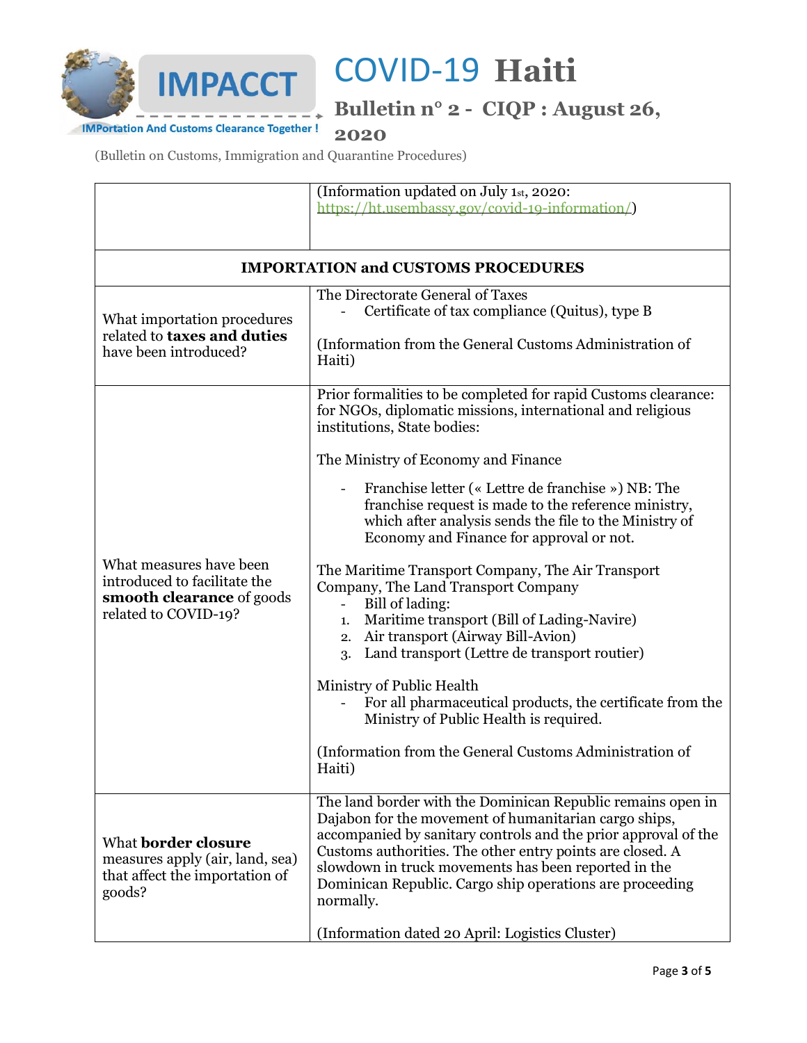# COVID-19 Haiti

**Bulletin n° 2 - CIQP : August 26, 2020**

(Bulletin on Customs, Immigration and Quarantine Procedures)

| | |
|---|---|
| | (Information updated on July 1st, 2020: https://ht.usembassy.gov/covid-19-information/) |
| **IMPORTATION and CUSTOMS PROCEDURES** | |
| What importation procedures related to **taxes and duties** have been introduced? | The Directorate General of Taxes<br>- Certificate of tax compliance (Quitus), type B<br><br>(Information from the General Customs Administration of Haiti) |
| What measures have been introduced to facilitate the **smooth clearance** of goods related to COVID-19? | Prior formalities to be completed for rapid Customs clearance: for NGOs, diplomatic missions, international and religious institutions, State bodies:<br><br>The Ministry of Economy and Finance<br>- Franchise letter (« Lettre de franchise ») NB: The franchise request is made to the reference ministry, which after analysis sends the file to the Ministry of Economy and Finance for approval or not.<br><br>The Maritime Transport Company, The Air Transport Company, The Land Transport Company<br>- Bill of lading:<br>1. Maritime transport (Bill of Lading-Navire)<br>2. Air transport (Airway Bill-Avion)<br>3. Land transport (Lettre de transport routier)<br><br>Ministry of Public Health<br>- For all pharmaceutical products, the certificate from the Ministry of Public Health is required.<br><br>(Information from the General Customs Administration of Haiti) |
| What **border closure** measures apply (air, land, sea) that affect the importation of goods? | The land border with the Dominican Republic remains open in Dajabon for the movement of humanitarian cargo ships, accompanied by sanitary controls and the prior approval of the Customs authorities. The other entry points are closed. A slowdown in truck movements has been reported in the Dominican Republic. Cargo ship operations are proceeding normally.<br><br>(Information dated 20 April: Logistics Cluster) |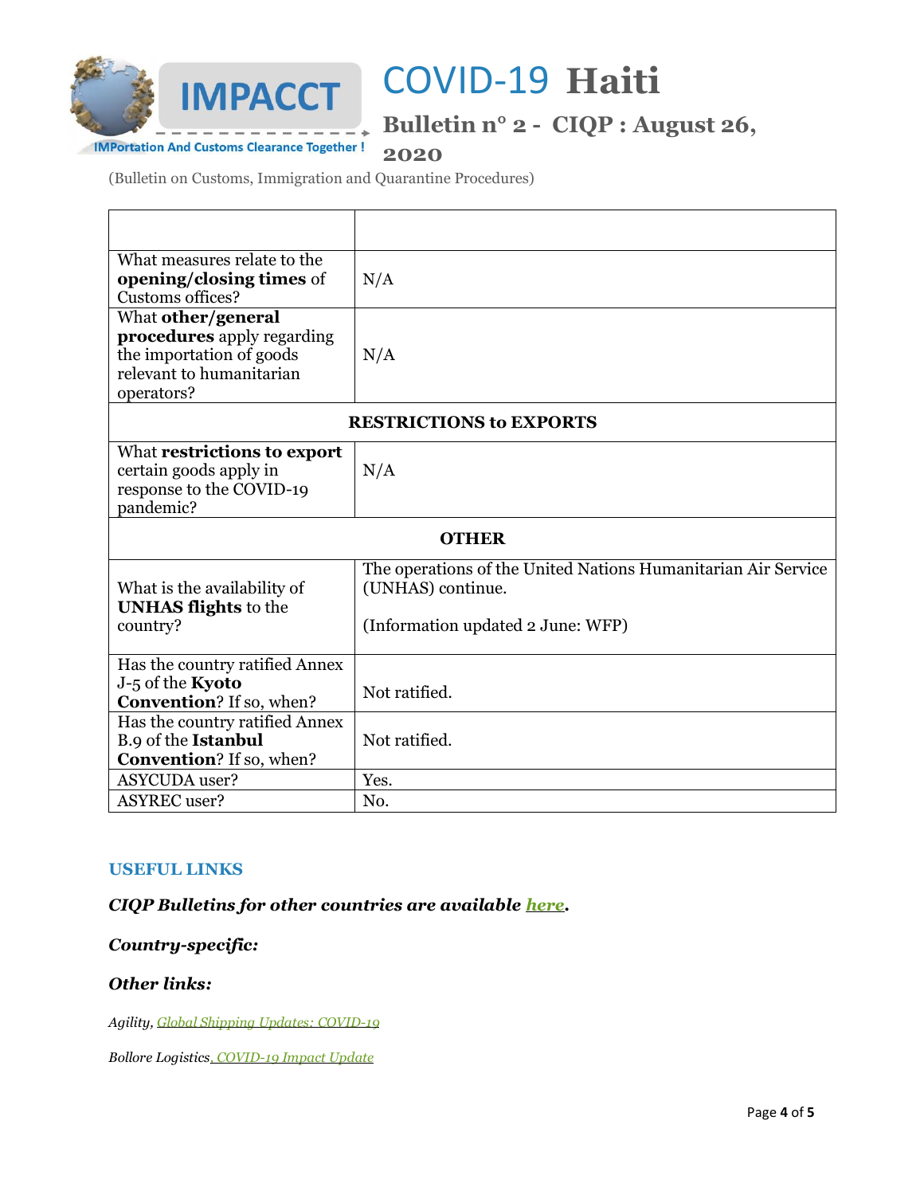| | |
|---|---|
| What measures relate to the **opening/closing times** of Customs offices? | N/A |
| What **other/general procedures** apply regarding the importation of goods relevant to humanitarian operators? | N/A |
| **RESTRICTIONS to EXPORTS** | |
| What **restrictions to export** certain goods apply in response to the COVID-19 pandemic? | N/A |
| **OTHER** | |
| What is the availability of **UNHAS flights** to the country? | The operations of the United Nations Humanitarian Air Service (UNHAS) continue.<br><br>(Information updated 2 June: WFP) |
| Has the country ratified Annex J-5 of the **Kyoto Convention**? If so, when? | Not ratified. |
| Has the country ratified Annex B.9 of the **Istanbul Convention**? If so, when? | Not ratified. |
| ASYCUDA user? | Yes. |
| ASYREC user? | No. |

## USEFUL LINKS

***CIQP Bulletins for other countries are available here.***

***Country-specific:***

***Other links:***

*Agility, Global Shipping Updates: COVID-19*

*Bollore Logistics, COVID-19 Impact Update*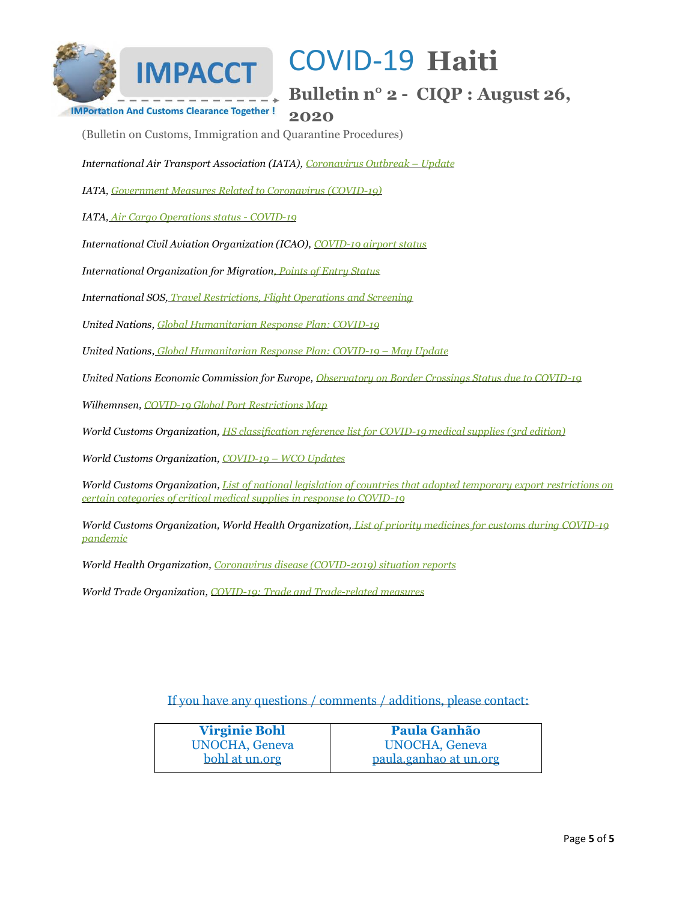# COVID-19 Haiti

## Bulletin n° 2 - CIQP : August 26, 2020

(Bulletin on Customs, Immigration and Quarantine Procedures)

*International Air Transport Association (IATA), Coronavirus Outbreak – Update*

*IATA, Government Measures Related to Coronavirus (COVID-19)*

*IATA, Air Cargo Operations status - COVID-19*

*International Civil Aviation Organization (ICAO), COVID-19 airport status*

*International Organization for Migration, Points of Entry Status*

*International SOS, Travel Restrictions, Flight Operations and Screening*

*United Nations, Global Humanitarian Response Plan: COVID-19*

*United Nations, Global Humanitarian Response Plan: COVID-19 – May Update*

*United Nations Economic Commission for Europe, Observatory on Border Crossings Status due to COVID-19*

*Wilhemnsen, COVID-19 Global Port Restrictions Map*

*World Customs Organization, HS classification reference list for COVID-19 medical supplies (3rd edition)*

*World Customs Organization, COVID-19 – WCO Updates*

*World Customs Organization, List of national legislation of countries that adopted temporary export restrictions on certain categories of critical medical supplies in response to COVID-19*

*World Customs Organization, World Health Organization, List of priority medicines for customs during COVID-19 pandemic*

*World Health Organization, Coronavirus disease (COVID-2019) situation reports*

*World Trade Organization, COVID-19: Trade and Trade-related measures*

If you have any questions / comments / additions, please contact:

| | |
|---|---|
| **Virginie Bohl**<br>UNOCHA, Geneva<br>bohl at un.org | **Paula Ganhão**<br>UNOCHA, Geneva<br>paula.ganhao at un.org |